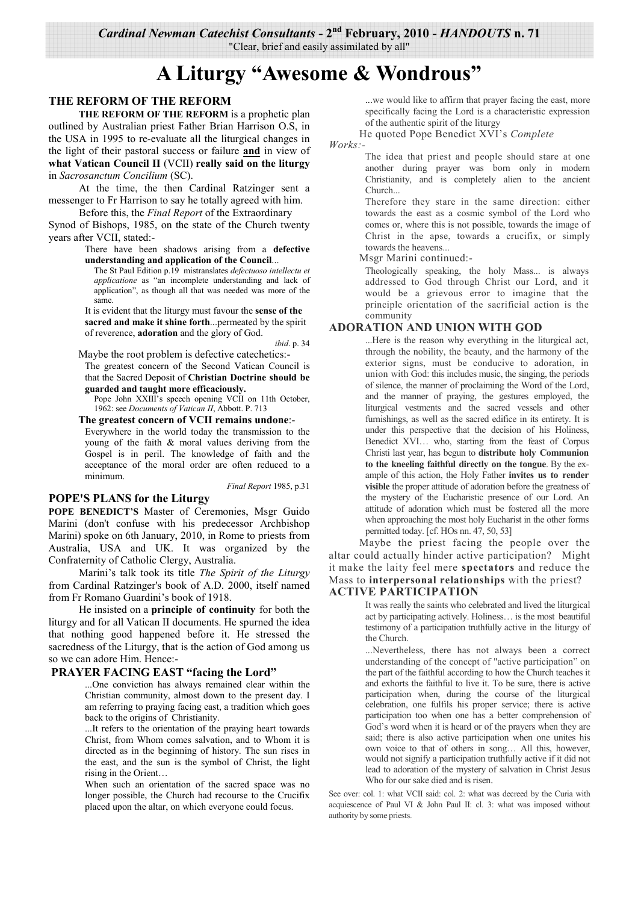*Cardinal Newman Catechist Consultants* - 2nd February, 2010 - *HANDOUTS* n. 71

"Clear, brief and easily assimilated by all"

# A Liturgy "Awesome & Wondrous"

## THE REFORM OF THE REFORM

**THE REFORM OF THE REFORM** is a prophetic plan outlined by Australian priest Father Brian Harrison O.S, in the USA in 1995 to re-evaluate all the liturgical changes in the light of their pastoral success or failure **and** in view of **what Vatican Council II** (VCII) **really said on the liturgy** in *Sacrosanctum Concilium* (SC).

At the time, the then Cardinal Ratzinger sent a messenger to Fr Harrison to say he totally agreed with him.

Before this, the *Final Report* of the Extraordinary Synod of Bishops, 1985, on the state of the Church twenty years after VCII, stated:-

> There have been shadows arising from a **defective understanding and application of the Council**...
>
> The St Paul Edition p.19 mistranslates *defectuoso intellectu et applicatione* as "an incomplete understanding and lack of application", as though all that was needed was more of the same.
>
> It is evident that the liturgy must favour the **sense of the sacred and make it shine forth**...permeated by the spirit of reverence, **adoration** and the glory of God.
>
> *ibid*. p. 34

Maybe the root problem is defective catechetics:-

> The greatest concern of the Second Vatican Council is that the Sacred Deposit of **Christian Doctrine should be guarded and taught more efficaciously.**
>
> Pope John XXIII's speech opening VCII on 11th October, 1962: see *Documents of Vatican II*, Abbott. P. 713

**The greatest concern of VCII remains undone**:-

> Everywhere in the world today the transmission to the young of the faith & moral values deriving from the Gospel is in peril. The knowledge of faith and the acceptance of the moral order are often reduced to a minimum.
>
> *Final Report* 1985, p.31

## POPE'S PLANS for the Liturgy

**POPE BENEDICT'S** Master of Ceremonies, Msgr Guido Marini (don't confuse with his predecessor Archbishop Marini) spoke on 6th January, 2010, in Rome to priests from Australia, USA and UK. It was organized by the Confraternity of Catholic Clergy, Australia.

Marini's talk took its title *The Spirit of the Liturgy* from Cardinal Ratzinger's book of A.D. 2000, itself named from Fr Romano Guardini's book of 1918.

He insisted on a **principle of continuity** for both the liturgy and for all Vatican II documents. He spurned the idea that nothing good happened before it. He stressed the sacredness of the Liturgy, that is the action of God among us so we can adore Him. Hence:-

## PRAYER FACING EAST "facing the Lord"

> ...One conviction has always remained clear within the Christian community, almost down to the present day. I am referring to praying facing east, a tradition which goes back to the origins of Christianity.
>
> ...It refers to the orientation of the praying heart towards Christ, from Whom comes salvation, and to Whom it is directed as in the beginning of history. The sun rises in the east, and the sun is the symbol of Christ, the light rising in the Orient…
>
> When such an orientation of the sacred space was no longer possible, the Church had recourse to the Crucifix placed upon the altar, on which everyone could focus.
>
> ...we would like to affirm that prayer facing the east, more specifically facing the Lord is a characteristic expression of the authentic spirit of the liturgy

He quoted Pope Benedict XVI's *Complete Works:-*

> The idea that priest and people should stare at one another during prayer was born only in modern Christianity, and is completely alien to the ancient Church...
>
> Therefore they stare in the same direction: either towards the east as a cosmic symbol of the Lord who comes or, where this is not possible, towards the image of Christ in the apse, towards a crucifix, or simply towards the heavens...

Msgr Marini continued:-

> Theologically speaking, the holy Mass... is always addressed to God through Christ our Lord, and it would be a grievous error to imagine that the principle orientation of the sacrificial action is the community

## ADORATION AND UNION WITH GOD

> ...Here is the reason why everything in the liturgical act, through the nobility, the beauty, and the harmony of the exterior signs, must be conducive to adoration, in union with God: this includes music, the singing, the periods of silence, the manner of proclaiming the Word of the Lord, and the manner of praying, the gestures employed, the liturgical vestments and the sacred vessels and other furnishings, as well as the sacred edifice in its entirety. It is under this perspective that the decision of his Holiness, Benedict XVI… who, starting from the feast of Corpus Christi last year, has begun to **distribute holy Communion to the kneeling faithful directly on the tongue**. By the example of this action, the Holy Father **invites us to render visible** the proper attitude of adoration before the greatness of the mystery of the Eucharistic presence of our Lord. An attitude of adoration which must be fostered all the more when approaching the most holy Eucharist in the other forms permitted today. [cf. HOs nn. 47, 50, 53]

Maybe the priest facing the people over the altar could actually hinder active participation? Might it make the laity feel mere **spectators** and reduce the Mass to **interpersonal relationships** with the priest?

## ACTIVE PARTICIPATION

> It was really the saints who celebrated and lived the liturgical act by participating actively. Holiness… is the most beautiful testimony of a participation truthfully active in the liturgy of the Church.
>
> ...Nevertheless, there has not always been a correct understanding of the concept of "active participation" on the part of the faithful according to how the Church teaches it and exhorts the faithful to live it. To be sure, there is active participation when, during the course of the liturgical celebration, one fulfils his proper service; there is active participation too when one has a better comprehension of God's word when it is heard or of the prayers when they are said; there is also active participation when one unites his own voice to that of others in song… All this, however, would not signify a participation truthfully active if it did not lead to adoration of the mystery of salvation in Christ Jesus Who for our sake died and is risen.

See over: col. 1: what VCII said: col. 2: what was decreed by the Curia with acquiescence of Paul VI & John Paul II: cl. 3: what was imposed without authority by some priests.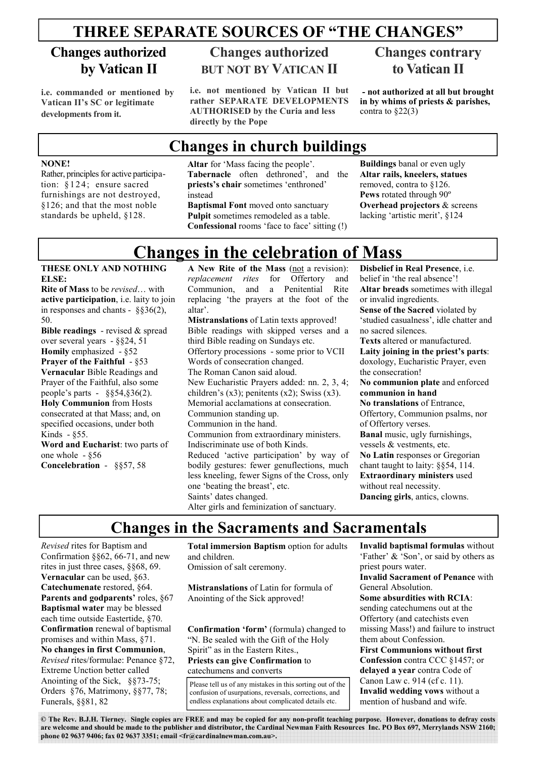# THREE SEPARATE SOURCES OF "THE CHANGES"

| Changes authorized by Vatican II | Changes authorized BUT NOT BY VATICAN II | Changes contrary to Vatican II |
|---|---|---|
| **i.e. commanded or mentioned by Vatican II's SC or legitimate developments from it.** | **i.e. not mentioned by Vatican II but rather SEPARATE DEVELOPMENTS AUTHORISED by the Curia and less directly by the Pope** | **- not authorized at all but brought in by whims of priests & parishes,** contra to §22(3) |

## Changes in church buildings

| Changes authorized by Vatican II | Changes authorized BUT NOT BY VATICAN II | Changes contrary to Vatican II |
|---|---|---|
| **NONE!** Rather, principles for active participation: §124; ensure sacred furnishings are not destroyed, §126; and that the most noble standards be upheld, §128. | **Altar** for 'Mass facing the people'. **Tabernacle** often dethroned', and the **priests's chair** sometimes 'enthroned' instead. **Baptismal Font** moved onto sanctuary. **Pulpit** sometimes remodeled as a table. **Confessional** rooms 'face to face' sitting (!) | **Buildings** banal or even ugly. **Altar rails, kneelers, statues** removed, contra to §126. **Pews** rotated through 90º. **Overhead projectors** & screens lacking 'artistic merit', §124 |

## Changes in the celebration of Mass

| Changes authorized by Vatican II | Changes authorized BUT NOT BY VATICAN II | Changes contrary to Vatican II |
|---|---|---|
| **THESE ONLY AND NOTHING ELSE:** **Rite of Mass** to be *revised*… with **active participation**, i.e. laity to join in responses and chants - §§36(2), 50. **Bible readings** - revised & spread over several years - §§24, 51. **Homily** emphasized - §52. **Prayer of the Faithful** - §53. **Vernacular** Bible Readings and Prayer of the Faithful, also some people's parts - §§54,§36(2). **Holy Communion** from Hosts consecrated at that Mass; and, on specified occasions, under both Kinds - §55. **Word and Eucharist**: two parts of one whole - §56. **Concelebration** - §§57, 58 | **A New Rite of the Mass** (<u>not</u> a revision): *replacement rites* for Offertory and Communion, and a Penitential Rite replacing 'the prayers at the foot of the altar'. **Mistranslations** of Latin texts approved! Bible readings with skipped verses and a third Bible reading on Sundays etc. Offertory processions - some prior to VCII. Words of consecration changed. The Roman Canon said aloud. New Eucharistic Prayers added: nn. 2, 3, 4; children's (x3); penitents (x2); Swiss (x3). Memorial acclamations at consecration. Communion standing up. Communion in the hand. Communion from extraordinary ministers. Indiscriminate use of both Kinds. Reduced 'active participation' by way of bodily gestures: fewer genuflections, much less kneeling, fewer Signs of the Cross, only one 'beating the breast', etc. Saints' dates changed. Alter girls and feminization of sanctuary. | **Disbelief in Real Presence**, i.e. belief in 'the real absence'! **Altar breads** sometimes with illegal or invalid ingredients. **Sense of the Sacred** violated by 'studied casualness', idle chatter and no sacred silences. **Texts** altered or manufactured. **Laity joining in the priest's parts**: doxology, Eucharistic Prayer, even the consecration! **No communion plate** and enforced **communion in hand**. **No translations** of Entrance, Offertory, Communion psalms, nor of Offertory verses. **Banal** music, ugly furnishings, vessels & vestments, etc. **No Latin** responses or Gregorian chant taught to laity: §§54, 114. **Extraordinary ministers** used without real necessity. **Dancing girls**, antics, clowns. |

## Changes in the Sacraments and Sacramentals

| Changes authorized by Vatican II | Changes authorized BUT NOT BY VATICAN II | Changes contrary to Vatican II |
|---|---|---|
| *Revised* rites for Baptism and Confirmation §§62, 66-71, and new rites in just three cases, §§68, 69. **Vernacular** can be used, §63. **Catechumenate** restored, §64. **Parents and godparents'** roles, §67. **Baptismal water** may be blessed each time outside Eastertide, §70. **Confirmation** renewal of baptismal promises and within Mass, §71. **No changes in first Communion**, *Revised* rites/formulae: Penance §72, Extreme Unction better called Anointing of the Sick, §§73-75; Orders §76, Matrimony, §§77, 78; Funerals, §§81, 82 | **Total immersion Baptism** option for adults and children. Omission of salt ceremony. **Mistranslations** of Latin for formula of Anointing of the Sick approved! **Confirmation 'form'** (formula) changed to "N. Be sealed with the Gift of the Holy Spirit" as in the Eastern Rites., **Priests can give Confirmation** to catechumens and converts | **Invalid baptismal formulas** without 'Father' & 'Son', or said by others as priest pours water. **Invalid Sacrament of Penance** with General Absolution. **Some absurdities with RCIA**: sending catechumens out at the Offertory (and catechists even missing Mass!) and failure to instruct them about Confession. **First Communions without first Confession** contra CCC §1457; or **delayed a year** contra Code of Canon Law c. 914 (cf c. 11). **Invalid wedding vows** without a mention of husband and wife. |

Please tell us of any mistakes in this sorting out of the confusion of usurpations, reversals, corrections, and endless explanations about complicated details etc.

**© The Rev. B.J.H. Tierney. Single copies are FREE and may be copied for any non-profit teaching purpose. However, donations to defray costs are welcome and should be made to the publisher and distributor, the Cardinal Newman Faith Resources Inc. PO Box 697, Merrylands NSW 2160; phone 02 9637 9406; fax 02 9637 3351; email <fr@cardinalnewman.com.au>.**